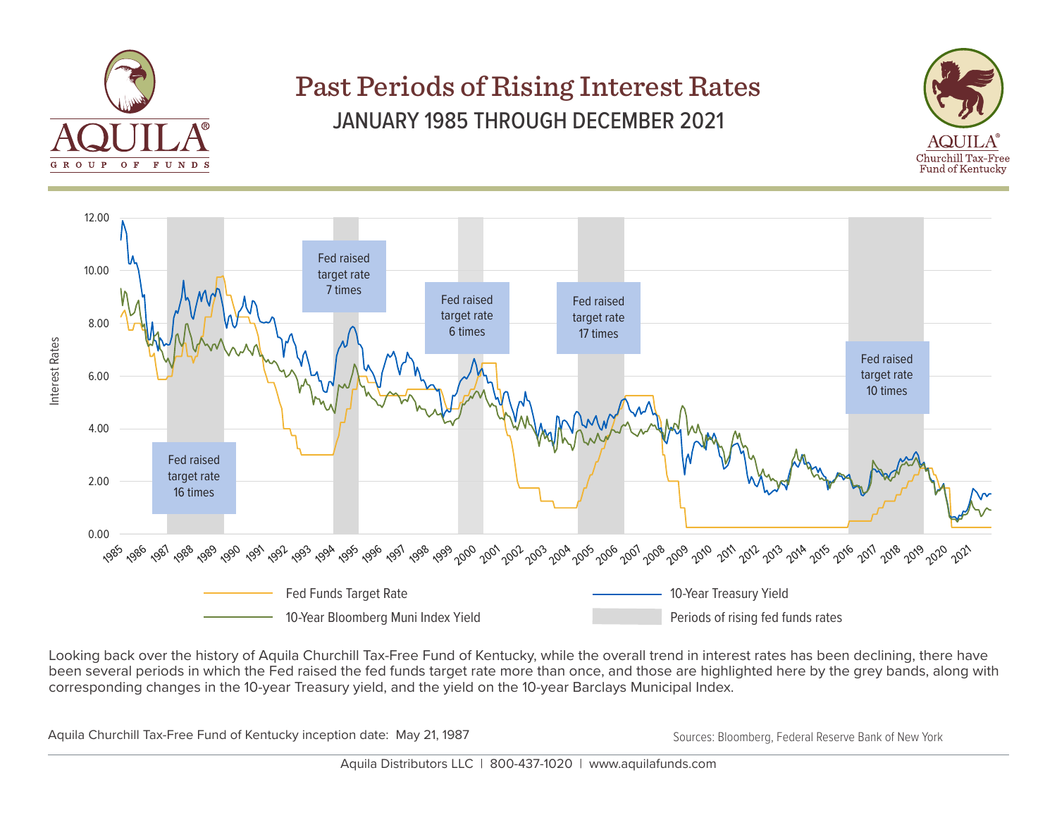AQUILA® GROUP OF FUNDS

# Past Periods of Rising Interest Rates

## JANUARY 1985 THROUGH DECEMBER 2021

AQUILA® Churchill Tax-Free Fund of Kentucky

Interest Rates

Fed raised target rate 16 times

Fed raised target rate 7 times

Fed raised target rate 6 times

Fed raised target rate 17 times

Fed raised target rate 10 times

- Fed Funds Target Rate
- 10-Year Treasury Yield
- 10-Year Bloomberg Muni Index Yield
- Periods of rising fed funds rates

Looking back over the history of Aquila Churchill Tax-Free Fund of Kentucky, while the overall trend in interest rates has been declining, there have been several periods in which the Fed raised the fed funds target rate more than once, and those are highlighted here by the grey bands, along with corresponding changes in the 10-year Treasury yield, and the yield on the 10-year Barclays Municipal Index.

Aquila Churchill Tax-Free Fund of Kentucky inception date: May 21, 1987

Sources: Bloomberg, Federal Reserve Bank of New York

Aquila Distributors LLC | 800-437-1020 | www.aquilafunds.com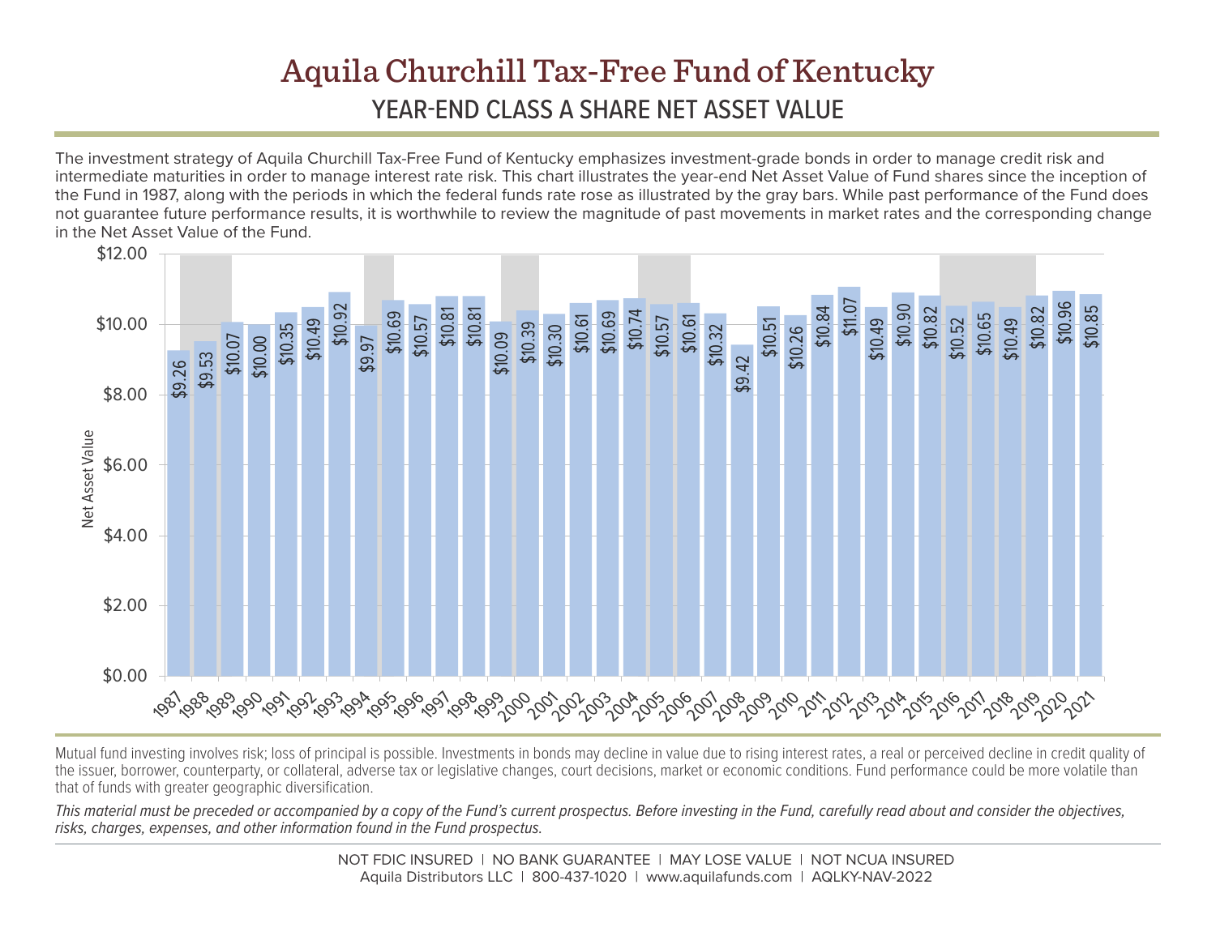# Aquila Churchill Tax-Free Fund of Kentucky

## YEAR-END CLASS A SHARE NET ASSET VALUE

The investment strategy of Aquila Churchill Tax-Free Fund of Kentucky emphasizes investment-grade bonds in order to manage credit risk and intermediate maturities in order to manage interest rate risk. This chart illustrates the year-end Net Asset Value of Fund shares since the inception of the Fund in 1987, along with the periods in which the federal funds rate rose as illustrated by the gray bars. While past performance of the Fund does not guarantee future performance results, it is worthwhile to review the magnitude of past movements in market rates and the corresponding change in the Net Asset Value of the Fund.

Net Asset Value

$12.00
$10.00
$8.00
$6.00
$4.00
$2.00
$0.00

1987 $9.26
1988 $9.53
1989 $10.07
1990 $10.00
1991 $10.35
1992 $10.49
1993 $10.92
1994 $9.97
1995 $10.69
1996 $10.57
1997 $10.81
1998 $10.81
1999 $10.09
2000 $10.39
2001 $10.30
2002 $10.61
2003 $10.69
2004 $10.74
2005 $10.57
2006 $10.61
2007 $10.32
2008 $9.42
2009 $10.51
2010 $10.26
2011 $10.84
2012 $11.07
2013 $10.49
2014 $10.90
2015 $10.82
2016 $10.52
2017 $10.65
2018 $10.49
2019 $10.82
2020 $10.96
2021 $10.85

Mutual fund investing involves risk; loss of principal is possible. Investments in bonds may decline in value due to rising interest rates, a real or perceived decline in credit quality of the issuer, borrower, counterparty, or collateral, adverse tax or legislative changes, court decisions, market or economic conditions. Fund performance could be more volatile than that of funds with greater geographic diversification.

*This material must be preceded or accompanied by a copy of the Fund's current prospectus. Before investing in the Fund, carefully read about and consider the objectives, risks, charges, expenses, and other information found in the Fund prospectus.*

NOT FDIC INSURED | NO BANK GUARANTEE | MAY LOSE VALUE | NOT NCUA INSURED
Aquila Distributors LLC | 800-437-1020 | www.aquilafunds.com | AQLKY-NAV-2022